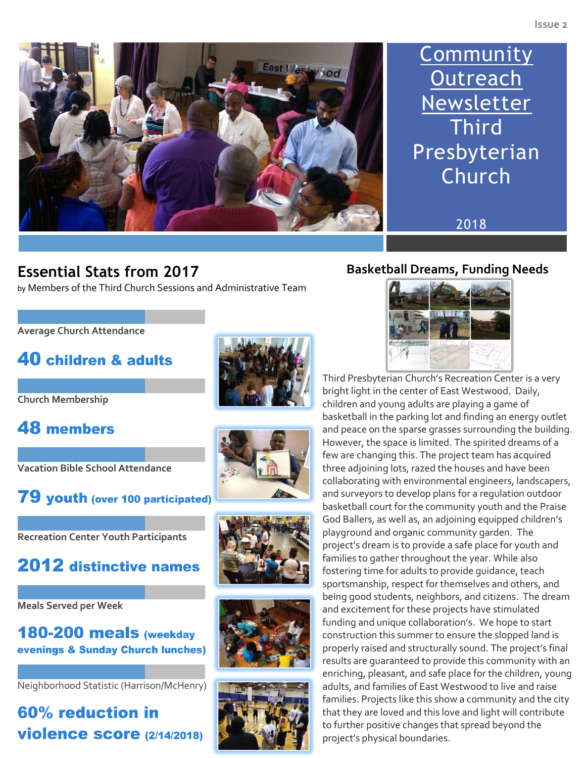# Community Outreach Newsletter Third Presbyterian Church

2018

## Essential Stats from 2017

by Members of the Third Church Sessions and Administrative Team

**Average Church Attendance**

**40 children & adults**

**Church Membership**

**48 members**

**Vacation Bible School Attendance**

**79 youth** (over 100 participated)

**Recreation Center Youth Participants**

**2012 distinctive names**

**Meals Served per Week**

**180-200 meals** (weekday evenings & Sunday Church lunches)

Neighborhood Statistic (Harrison/McHenry)

**60% reduction in violence score** (2/14/2018)

## Basketball Dreams, Funding Needs

Third Presbyterian Church's Recreation Center is a very bright light in the center of East Westwood. Daily, children and young adults are playing a game of basketball in the parking lot and finding an energy outlet and peace on the sparse grasses surrounding the building. However, the space is limited. The spirited dreams of a few are changing this. The project team has acquired three adjoining lots, razed the houses and have been collaborating with environmental engineers, landscapers, and surveyors to develop plans for a regulation outdoor basketball court for the community youth and the Praise God Ballers, as well as, an adjoining equipped children's playground and organic community garden. The project's dream is to provide a safe place for youth and families to gather throughout the year. While also fostering time for adults to provide guidance, teach sportsmanship, respect for themselves and others, and being good students, neighbors, and citizens. The dream and excitement for these projects have stimulated funding and unique collaboration's. We hope to start construction this summer to ensure the slopped land is properly raised and structurally sound. The project's final results are guaranteed to provide this community with an enriching, pleasant, and safe place for the children, young adults, and families of East Westwood to live and raise families. Projects like this show a community and the city that they are loved and this love and light will contribute to further positive changes that spread beyond the project's physical boundaries.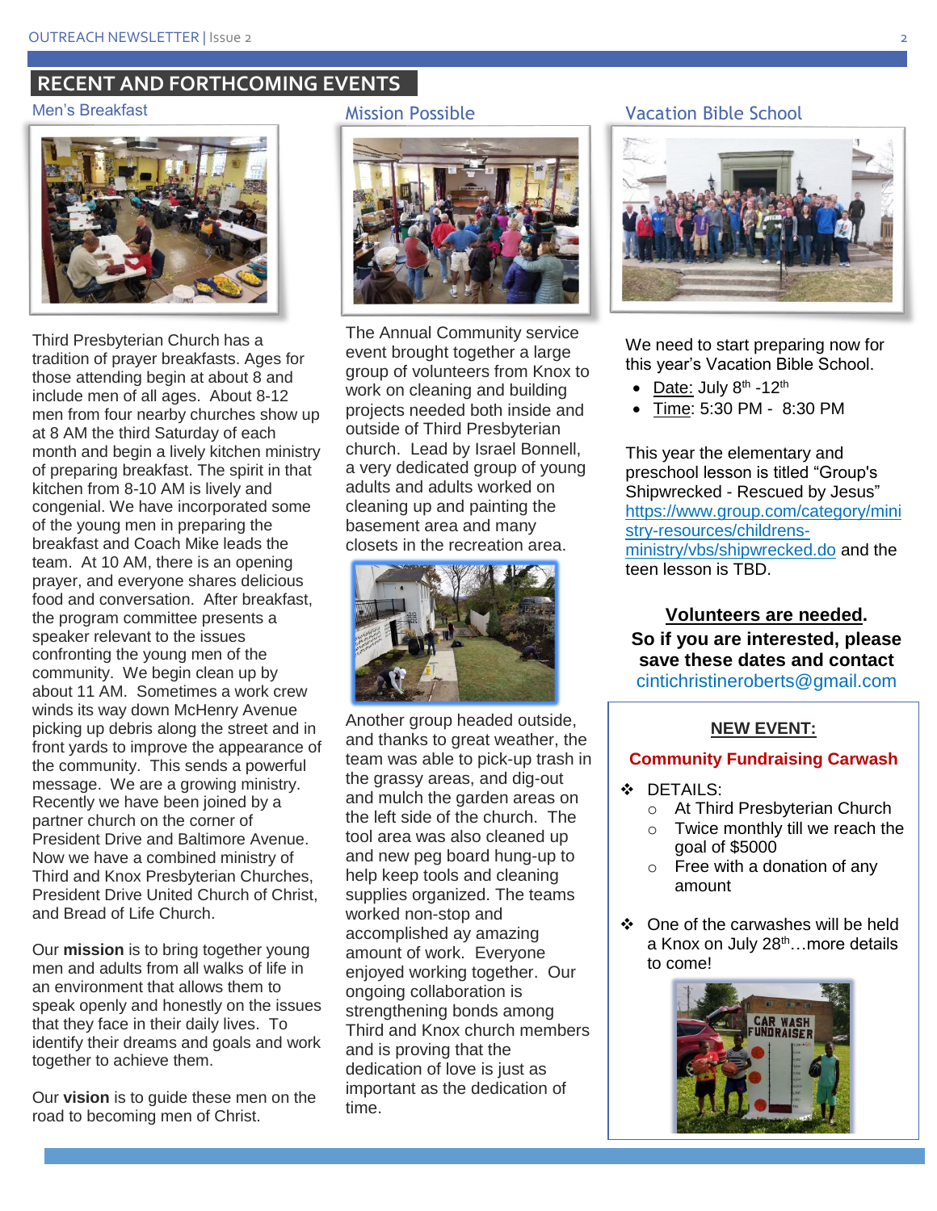## RECENT AND FORTHCOMING EVENTS

### Men's Breakfast

Third Presbyterian Church has a tradition of prayer breakfasts. Ages for those attending begin at about 8 and include men of all ages. About 8-12 men from four nearby churches show up at 8 AM the third Saturday of each month and begin a lively kitchen ministry of preparing breakfast. The spirit in that kitchen from 8-10 AM is lively and congenial. We have incorporated some of the young men in preparing the breakfast and Coach Mike leads the team. At 10 AM, there is an opening prayer, and everyone shares delicious food and conversation. After breakfast, the program committee presents a speaker relevant to the issues confronting the young men of the community. We begin clean up by about 11 AM. Sometimes a work crew winds its way down McHenry Avenue picking up debris along the street and in front yards to improve the appearance of the community. This sends a powerful message. We are a growing ministry. Recently we have been joined by a partner church on the corner of President Drive and Baltimore Avenue. Now we have a combined ministry of Third and Knox Presbyterian Churches, President Drive United Church of Christ, and Bread of Life Church.

Our **mission** is to bring together young men and adults from all walks of life in an environment that allows them to speak openly and honestly on the issues that they face in their daily lives. To identify their dreams and goals and work together to achieve them.

Our **vision** is to guide these men on the road to becoming men of Christ.

### Mission Possible

The Annual Community service event brought together a large group of volunteers from Knox to work on cleaning and building projects needed both inside and outside of Third Presbyterian church. Lead by Israel Bonnell, a very dedicated group of young adults and adults worked on cleaning up and painting the basement area and many closets in the recreation area.

Another group headed outside, and thanks to great weather, the team was able to pick-up trash in the grassy areas, and dig-out and mulch the garden areas on the left side of the church. The tool area was also cleaned up and new peg board hung-up to help keep tools and cleaning supplies organized. The teams worked non-stop and accomplished ay amazing amount of work. Everyone enjoyed working together. Our ongoing collaboration is strengthening bonds among Third and Knox church members and is proving that the dedication of love is just as important as the dedication of time.

### Vacation Bible School

We need to start preparing now for this year's Vacation Bible School.

- Date: July 8th -12th
- Time: 5:30 PM - 8:30 PM

This year the elementary and preschool lesson is titled "Group's Shipwrecked - Rescued by Jesus" https://www.group.com/category/ministry-resources/childrens-ministry/vbs/shipwrecked.do and the teen lesson is TBD.

**Volunteers are needed.**
**So if you are interested, please save these dates and contact**
cintichristineroberts@gmail.com

**NEW EVENT:**

**Community Fundraising Carwash**

- DETAILS:
  - At Third Presbyterian Church
  - Twice monthly till we reach the goal of $5000
  - Free with a donation of any amount
- One of the carwashes will be held a Knox on July 28th…more details to come!